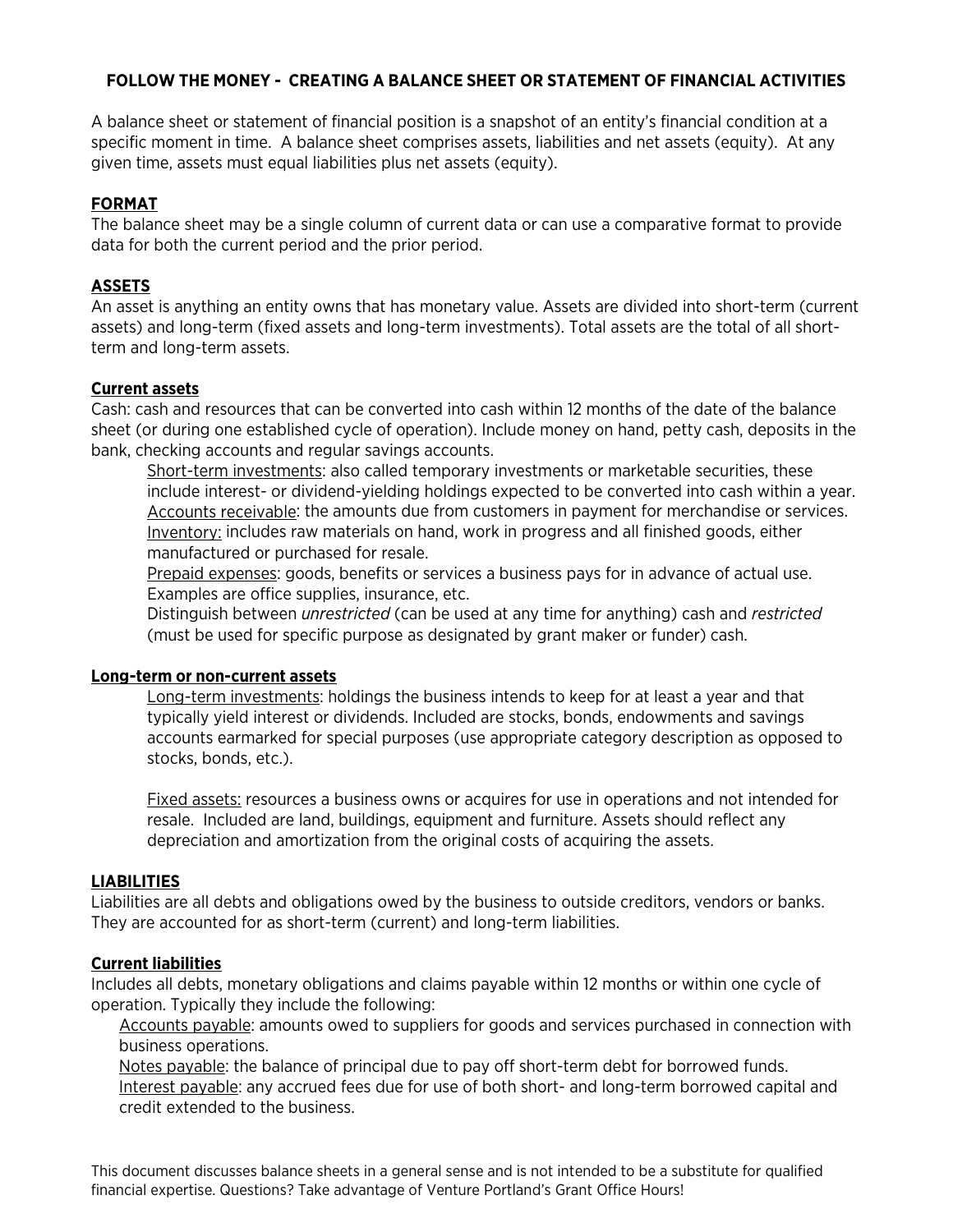# FOLLOW THE MONEY - CREATING A BALANCE SHEET OR STATEMENT OF FINANCIAL ACTIVITIES

A balance sheet or statement of financial position is a snapshot of an entity's financial condition at a specific moment in time. A balance sheet comprises assets, liabilities and net assets (equity). At any given time, assets must equal liabilities plus net assets (equity).

## FORMAT

The balance sheet may be a single column of current data or can use a comparative format to provide data for both the current period and the prior period.

## ASSETS

An asset is anything an entity owns that has monetary value. Assets are divided into short-term (current assets) and long-term (fixed assets and long-term investments). Total assets are the total of all short-term and long-term assets.

### Current assets

Cash: cash and resources that can be converted into cash within 12 months of the date of the balance sheet (or during one established cycle of operation). Include money on hand, petty cash, deposits in the bank, checking accounts and regular savings accounts.

> Short-term investments: also called temporary investments or marketable securities, these include interest- or dividend-yielding holdings expected to be converted into cash within a year.
> Accounts receivable: the amounts due from customers in payment for merchandise or services.
> Inventory: includes raw materials on hand, work in progress and all finished goods, either manufactured or purchased for resale.
> Prepaid expenses: goods, benefits or services a business pays for in advance of actual use. Examples are office supplies, insurance, etc.
> Distinguish between *unrestricted* (can be used at any time for anything) cash and *restricted* (must be used for specific purpose as designated by grant maker or funder) cash.

### Long-term or non-current assets

> Long-term investments: holdings the business intends to keep for at least a year and that typically yield interest or dividends. Included are stocks, bonds, endowments and savings accounts earmarked for special purposes (use appropriate category description as opposed to stocks, bonds, etc.).
>
> Fixed assets: resources a business owns or acquires for use in operations and not intended for resale. Included are land, buildings, equipment and furniture. Assets should reflect any depreciation and amortization from the original costs of acquiring the assets.

## LIABILITIES

Liabilities are all debts and obligations owed by the business to outside creditors, vendors or banks. They are accounted for as short-term (current) and long-term liabilities.

### Current liabilities

Includes all debts, monetary obligations and claims payable within 12 months or within one cycle of operation. Typically they include the following:

> Accounts payable: amounts owed to suppliers for goods and services purchased in connection with business operations.
> Notes payable: the balance of principal due to pay off short-term debt for borrowed funds.
> Interest payable: any accrued fees due for use of both short- and long-term borrowed capital and credit extended to the business.

This document discusses balance sheets in a general sense and is not intended to be a substitute for qualified financial expertise. Questions? Take advantage of Venture Portland's Grant Office Hours!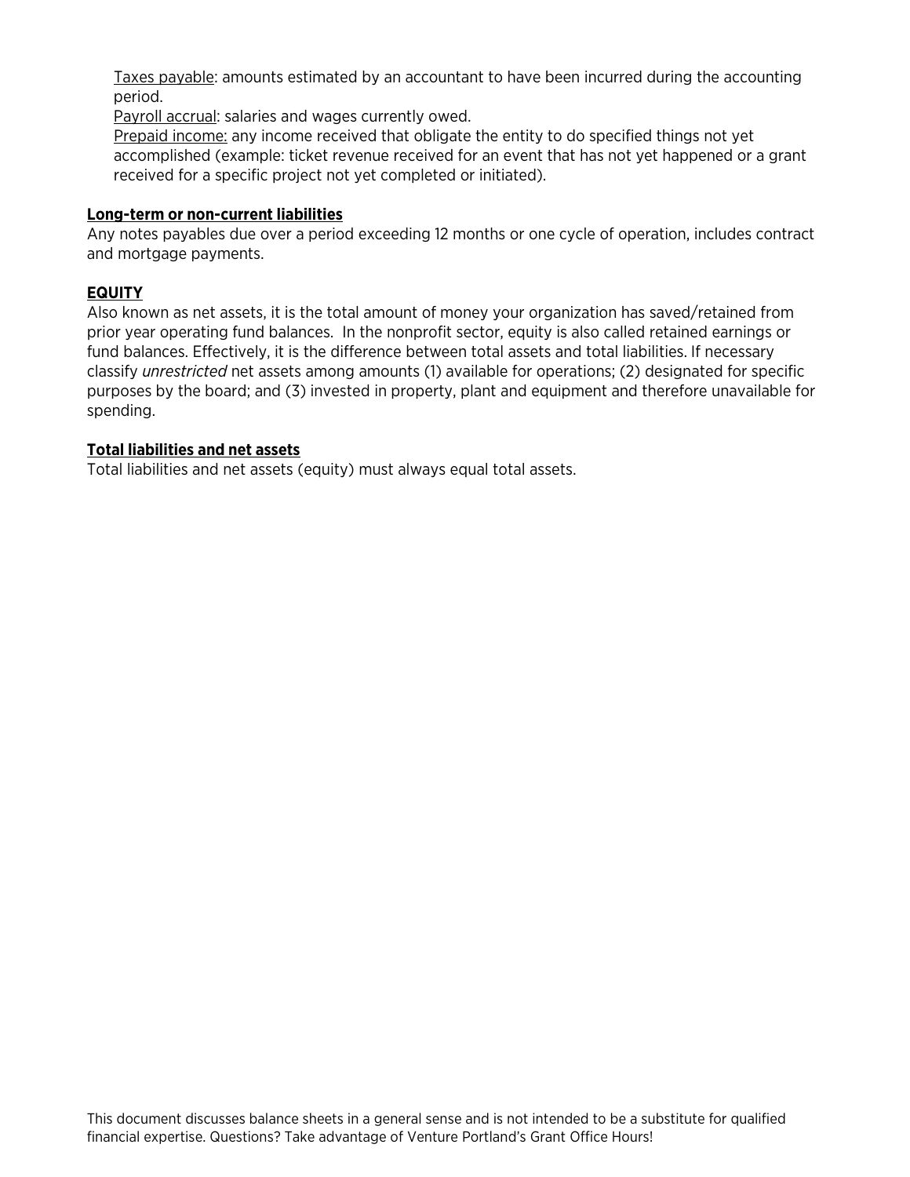Taxes payable: amounts estimated by an accountant to have been incurred during the accounting period.

Payroll accrual: salaries and wages currently owed.

Prepaid income: any income received that obligate the entity to do specified things not yet accomplished (example: ticket revenue received for an event that has not yet happened or a grant received for a specific project not yet completed or initiated).

**Long-term or non-current liabilities**

Any notes payables due over a period exceeding 12 months or one cycle of operation, includes contract and mortgage payments.

**EQUITY**

Also known as net assets, it is the total amount of money your organization has saved/retained from prior year operating fund balances. In the nonprofit sector, equity is also called retained earnings or fund balances. Effectively, it is the difference between total assets and total liabilities. If necessary classify *unrestricted* net assets among amounts (1) available for operations; (2) designated for specific purposes by the board; and (3) invested in property, plant and equipment and therefore unavailable for spending.

**Total liabilities and net assets**

Total liabilities and net assets (equity) must always equal total assets.

This document discusses balance sheets in a general sense and is not intended to be a substitute for qualified financial expertise. Questions? Take advantage of Venture Portland's Grant Office Hours!